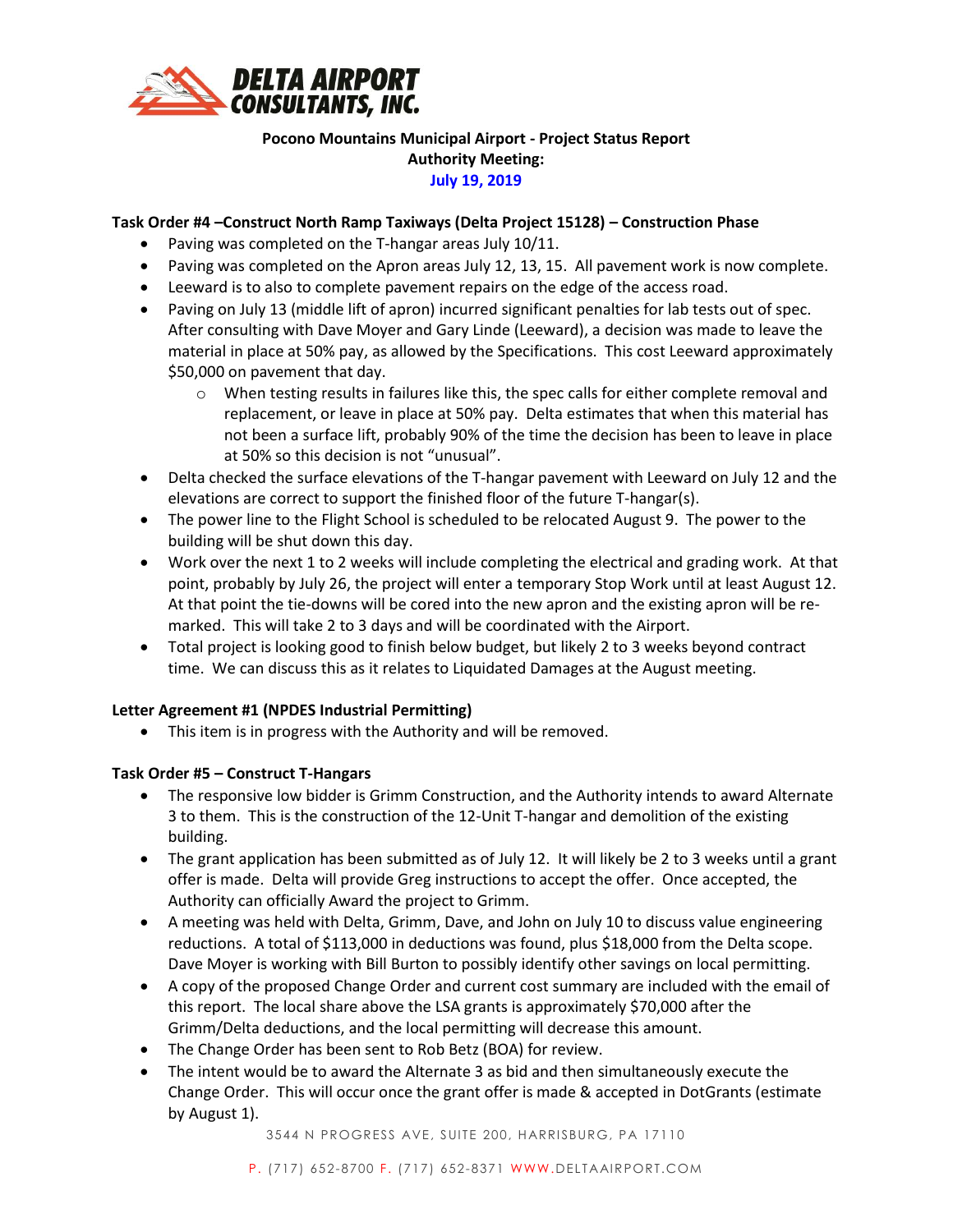**DELTA AIRPORT CONSULTANTS, INC.**

**Pocono Mountains Municipal Airport - Project Status Report**
**Authority Meeting:**
**July 19, 2019**

**Task Order #4 –Construct North Ramp Taxiways (Delta Project 15128) – Construction Phase**

- Paving was completed on the T-hangar areas July 10/11.
- Paving was completed on the Apron areas July 12, 13, 15. All pavement work is now complete.
- Leeward is to also to complete pavement repairs on the edge of the access road.
- Paving on July 13 (middle lift of apron) incurred significant penalties for lab tests out of spec. After consulting with Dave Moyer and Gary Linde (Leeward), a decision was made to leave the material in place at 50% pay, as allowed by the Specifications. This cost Leeward approximately $50,000 on pavement that day.
    - When testing results in failures like this, the spec calls for either complete removal and replacement, or leave in place at 50% pay. Delta estimates that when this material has not been a surface lift, probably 90% of the time the decision has been to leave in place at 50% so this decision is not "unusual".
- Delta checked the surface elevations of the T-hangar pavement with Leeward on July 12 and the elevations are correct to support the finished floor of the future T-hangar(s).
- The power line to the Flight School is scheduled to be relocated August 9. The power to the building will be shut down this day.
- Work over the next 1 to 2 weeks will include completing the electrical and grading work. At that point, probably by July 26, the project will enter a temporary Stop Work until at least August 12. At that point the tie-downs will be cored into the new apron and the existing apron will be re-marked. This will take 2 to 3 days and will be coordinated with the Airport.
- Total project is looking good to finish below budget, but likely 2 to 3 weeks beyond contract time. We can discuss this as it relates to Liquidated Damages at the August meeting.

**Letter Agreement #1 (NPDES Industrial Permitting)**

- This item is in progress with the Authority and will be removed.

**Task Order #5 – Construct T-Hangars**

- The responsive low bidder is Grimm Construction, and the Authority intends to award Alternate 3 to them. This is the construction of the 12-Unit T-hangar and demolition of the existing building.
- The grant application has been submitted as of July 12. It will likely be 2 to 3 weeks until a grant offer is made. Delta will provide Greg instructions to accept the offer. Once accepted, the Authority can officially Award the project to Grimm.
- A meeting was held with Delta, Grimm, Dave, and John on July 10 to discuss value engineering reductions. A total of $113,000 in deductions was found, plus $18,000 from the Delta scope. Dave Moyer is working with Bill Burton to possibly identify other savings on local permitting.
- A copy of the proposed Change Order and current cost summary are included with the email of this report. The local share above the LSA grants is approximately $70,000 after the Grimm/Delta deductions, and the local permitting will decrease this amount.
- The Change Order has been sent to Rob Betz (BOA) for review.
- The intent would be to award the Alternate 3 as bid and then simultaneously execute the Change Order. This will occur once the grant offer is made & accepted in DotGrants (estimate by August 1).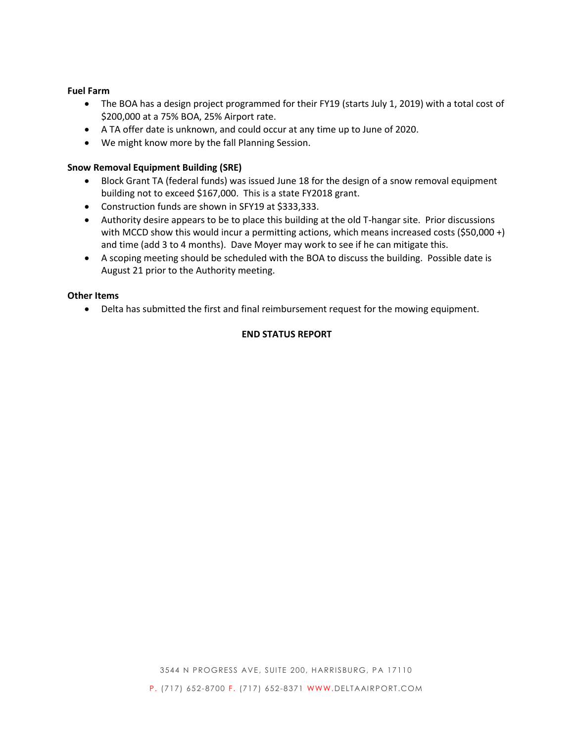**Fuel Farm**

- The BOA has a design project programmed for their FY19 (starts July 1, 2019) with a total cost of $200,000 at a 75% BOA, 25% Airport rate.
- A TA offer date is unknown, and could occur at any time up to June of 2020.
- We might know more by the fall Planning Session.

**Snow Removal Equipment Building (SRE)**

- Block Grant TA (federal funds) was issued June 18 for the design of a snow removal equipment building not to exceed $167,000. This is a state FY2018 grant.
- Construction funds are shown in SFY19 at $333,333.
- Authority desire appears to be to place this building at the old T-hangar site. Prior discussions with MCCD show this would incur a permitting actions, which means increased costs ($50,000 +) and time (add 3 to 4 months). Dave Moyer may work to see if he can mitigate this.
- A scoping meeting should be scheduled with the BOA to discuss the building. Possible date is August 21 prior to the Authority meeting.

**Other Items**

- Delta has submitted the first and final reimbursement request for the mowing equipment.

**END STATUS REPORT**